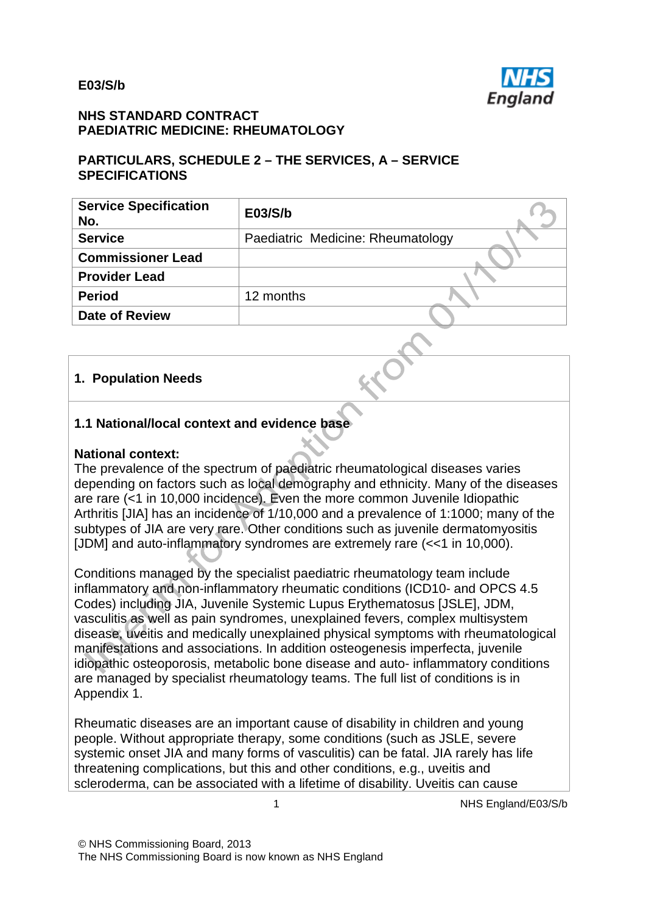**E03/S/b**

**NHS STANDARD CONTRACT**
**PAEDIATRIC MEDICINE: RHEUMATOLOGY**

**PARTICULARS, SCHEDULE 2 – THE SERVICES, A – SERVICE SPECIFICATIONS**

| **Service Specification No.** | **E03/S/b** |
|---|---|
| **Service** | Paediatric Medicine: Rheumatology |
| **Commissioner Lead** | |
| **Provider Lead** | |
| **Period** | 12 months |
| **Date of Review** | |

## 1. Population Needs

### 1.1 National/local context and evidence base

**National context:**
The prevalence of the spectrum of paediatric rheumatological diseases varies depending on factors such as local demography and ethnicity. Many of the diseases are rare (<1 in 10,000 incidence). Even the more common Juvenile Idiopathic Arthritis [JIA] has an incidence of 1/10,000 and a prevalence of 1:1000; many of the subtypes of JIA are very rare. Other conditions such as juvenile dermatomyositis [JDM] and auto-inflammatory syndromes are extremely rare (<<1 in 10,000).

Conditions managed by the specialist paediatric rheumatology team include inflammatory and non-inflammatory rheumatic conditions (ICD10- and OPCS 4.5 Codes) including JIA, Juvenile Systemic Lupus Erythematosus [JSLE], JDM, vasculitis as well as pain syndromes, unexplained fevers, complex multisystem disease, uveitis and medically unexplained physical symptoms with rheumatological manifestations and associations. In addition osteogenesis imperfecta, juvenile idiopathic osteoporosis, metabolic bone disease and auto- inflammatory conditions are managed by specialist rheumatology teams. The full list of conditions is in Appendix 1.

Rheumatic diseases are an important cause of disability in children and young people. Without appropriate therapy, some conditions (such as JSLE, severe systemic onset JIA and many forms of vasculitis) can be fatal. JIA rarely has life threatening complications, but this and other conditions, e.g., uveitis and scleroderma, can be associated with a lifetime of disability. Uveitis can cause

© NHS Commissioning Board, 2013
The NHS Commissioning Board is now known as NHS England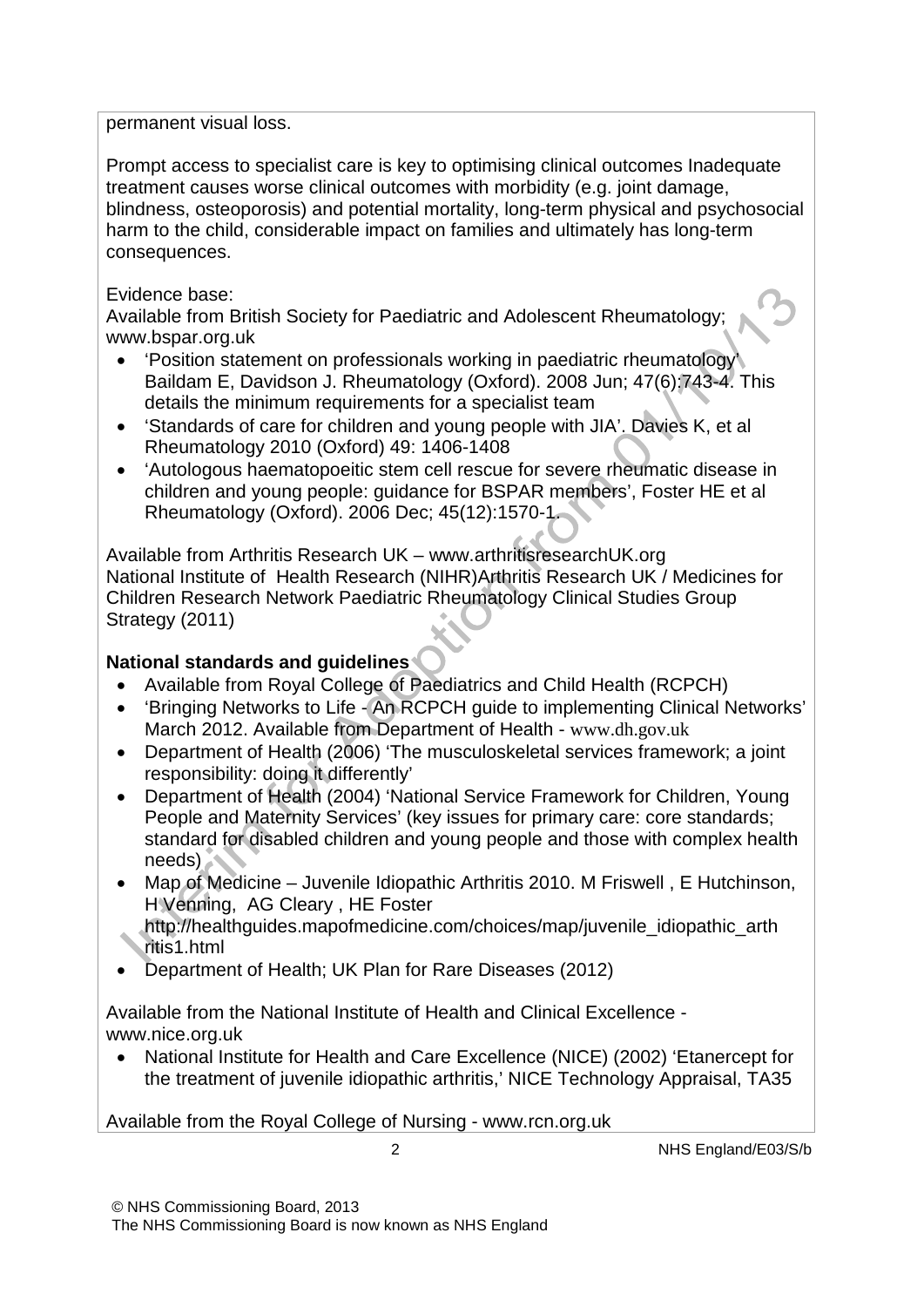permanent visual loss.

Prompt access to specialist care is key to optimising clinical outcomes Inadequate treatment causes worse clinical outcomes with morbidity (e.g. joint damage, blindness, osteoporosis) and potential mortality, long-term physical and psychosocial harm to the child, considerable impact on families and ultimately has long-term consequences.

Evidence base:
Available from British Society for Paediatric and Adolescent Rheumatology; www.bspar.org.uk

- 'Position statement on professionals working in paediatric rheumatology' Baildam E, Davidson J. Rheumatology (Oxford). 2008 Jun; 47(6):743-4. This details the minimum requirements for a specialist team
- 'Standards of care for children and young people with JIA'. Davies K, et al Rheumatology 2010 (Oxford) 49: 1406-1408
- 'Autologous haematopoeitic stem cell rescue for severe rheumatic disease in children and young people: guidance for BSPAR members', Foster HE et al Rheumatology (Oxford). 2006 Dec; 45(12):1570-1.

Available from Arthritis Research UK – www.arthritisresearchUK.org
National Institute of Health Research (NIHR)Arthritis Research UK / Medicines for Children Research Network Paediatric Rheumatology Clinical Studies Group Strategy (2011)

**National standards and guidelines**

- Available from Royal College of Paediatrics and Child Health (RCPCH)
- 'Bringing Networks to Life - An RCPCH guide to implementing Clinical Networks' March 2012. Available from Department of Health - www.dh.gov.uk
- Department of Health (2006) 'The musculoskeletal services framework; a joint responsibility: doing it differently'
- Department of Health (2004) 'National Service Framework for Children, Young People and Maternity Services' (key issues for primary care: core standards; standard for disabled children and young people and those with complex health needs)
- Map of Medicine – Juvenile Idiopathic Arthritis 2010. M Friswell , E Hutchinson, H Venning, AG Cleary , HE Foster
  http://healthguides.mapofmedicine.com/choices/map/juvenile_idiopathic_arthritis1.html
- Department of Health; UK Plan for Rare Diseases (2012)

Available from the National Institute of Health and Clinical Excellence - www.nice.org.uk

- National Institute for Health and Care Excellence (NICE) (2002) 'Etanercept for the treatment of juvenile idiopathic arthritis,' NICE Technology Appraisal, TA35

Available from the Royal College of Nursing - www.rcn.org.uk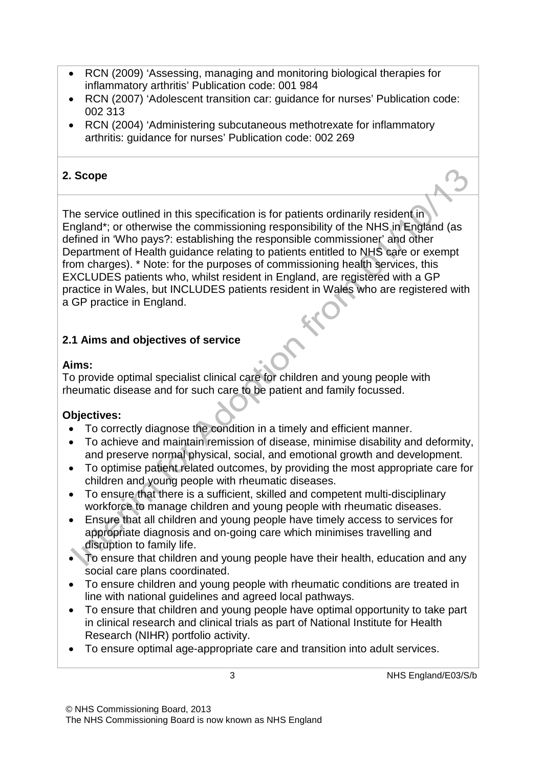- RCN (2009) 'Assessing, managing and monitoring biological therapies for inflammatory arthritis' Publication code: 001 984
- RCN (2007) 'Adolescent transition car: guidance for nurses' Publication code: 002 313
- RCN (2004) 'Administering subcutaneous methotrexate for inflammatory arthritis: guidance for nurses' Publication code: 002 269

## 2. Scope

The service outlined in this specification is for patients ordinarily resident in England*; or otherwise the commissioning responsibility of the NHS in England (as defined in 'Who pays?: establishing the responsible commissioner' and other Department of Health guidance relating to patients entitled to NHS care or exempt from charges). * Note: for the purposes of commissioning health services, this EXCLUDES patients who, whilst resident in England, are registered with a GP practice in Wales, but INCLUDES patients resident in Wales who are registered with a GP practice in England.

### 2.1 Aims and objectives of service

**Aims:**
To provide optimal specialist clinical care for children and young people with rheumatic disease and for such care to be patient and family focussed.

**Objectives:**

- To correctly diagnose the condition in a timely and efficient manner.
- To achieve and maintain remission of disease, minimise disability and deformity, and preserve normal physical, social, and emotional growth and development.
- To optimise patient related outcomes, by providing the most appropriate care for children and young people with rheumatic diseases.
- To ensure that there is a sufficient, skilled and competent multi-disciplinary workforce to manage children and young people with rheumatic diseases.
- Ensure that all children and young people have timely access to services for appropriate diagnosis and on-going care which minimises travelling and disruption to family life.
- To ensure that children and young people have their health, education and any social care plans coordinated.
- To ensure children and young people with rheumatic conditions are treated in line with national guidelines and agreed local pathways.
- To ensure that children and young people have optimal opportunity to take part in clinical research and clinical trials as part of National Institute for Health Research (NIHR) portfolio activity.
- To ensure optimal age-appropriate care and transition into adult services.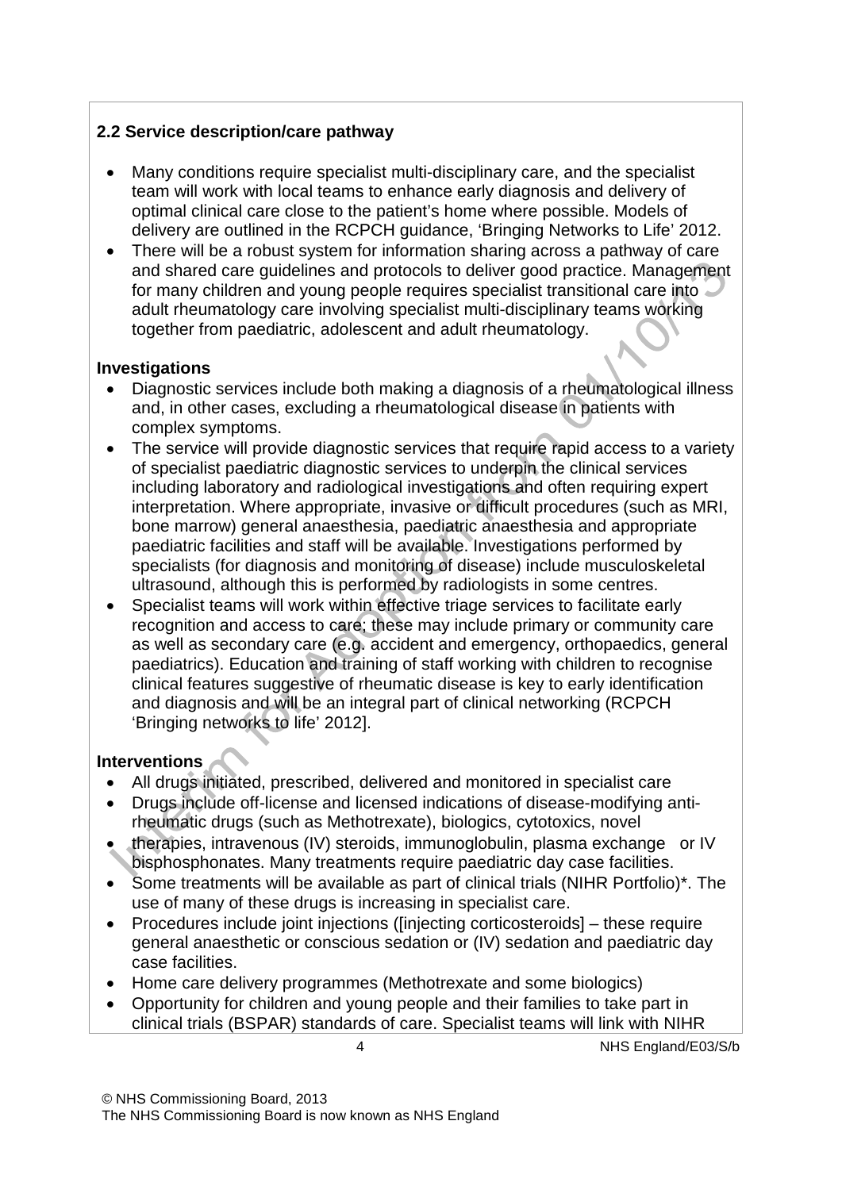### 2.2 Service description/care pathway

- Many conditions require specialist multi-disciplinary care, and the specialist team will work with local teams to enhance early diagnosis and delivery of optimal clinical care close to the patient's home where possible. Models of delivery are outlined in the RCPCH guidance, 'Bringing Networks to Life' 2012.
- There will be a robust system for information sharing across a pathway of care and shared care guidelines and protocols to deliver good practice. Management for many children and young people requires specialist transitional care into adult rheumatology care involving specialist multi-disciplinary teams working together from paediatric, adolescent and adult rheumatology.

**Investigations**

- Diagnostic services include both making a diagnosis of a rheumatological illness and, in other cases, excluding a rheumatological disease in patients with complex symptoms.
- The service will provide diagnostic services that require rapid access to a variety of specialist paediatric diagnostic services to underpin the clinical services including laboratory and radiological investigations and often requiring expert interpretation. Where appropriate, invasive or difficult procedures (such as MRI, bone marrow) general anaesthesia, paediatric anaesthesia and appropriate paediatric facilities and staff will be available. Investigations performed by specialists (for diagnosis and monitoring of disease) include musculoskeletal ultrasound, although this is performed by radiologists in some centres.
- Specialist teams will work within effective triage services to facilitate early recognition and access to care; these may include primary or community care as well as secondary care (e.g. accident and emergency, orthopaedics, general paediatrics). Education and training of staff working with children to recognise clinical features suggestive of rheumatic disease is key to early identification and diagnosis and will be an integral part of clinical networking (RCPCH 'Bringing networks to life' 2012].

**Interventions**

- All drugs initiated, prescribed, delivered and monitored in specialist care
- Drugs include off-license and licensed indications of disease-modifying anti-rheumatic drugs (such as Methotrexate), biologics, cytotoxics, novel
- therapies, intravenous (IV) steroids, immunoglobulin, plasma exchange or IV bisphosphonates. Many treatments require paediatric day case facilities.
- Some treatments will be available as part of clinical trials (NIHR Portfolio)*. The use of many of these drugs is increasing in specialist care.
- Procedures include joint injections ([injecting corticosteroids] – these require general anaesthetic or conscious sedation or (IV) sedation and paediatric day case facilities.
- Home care delivery programmes (Methotrexate and some biologics)
- Opportunity for children and young people and their families to take part in clinical trials (BSPAR) standards of care. Specialist teams will link with NIHR

© NHS Commissioning Board, 2013
The NHS Commissioning Board is now known as NHS England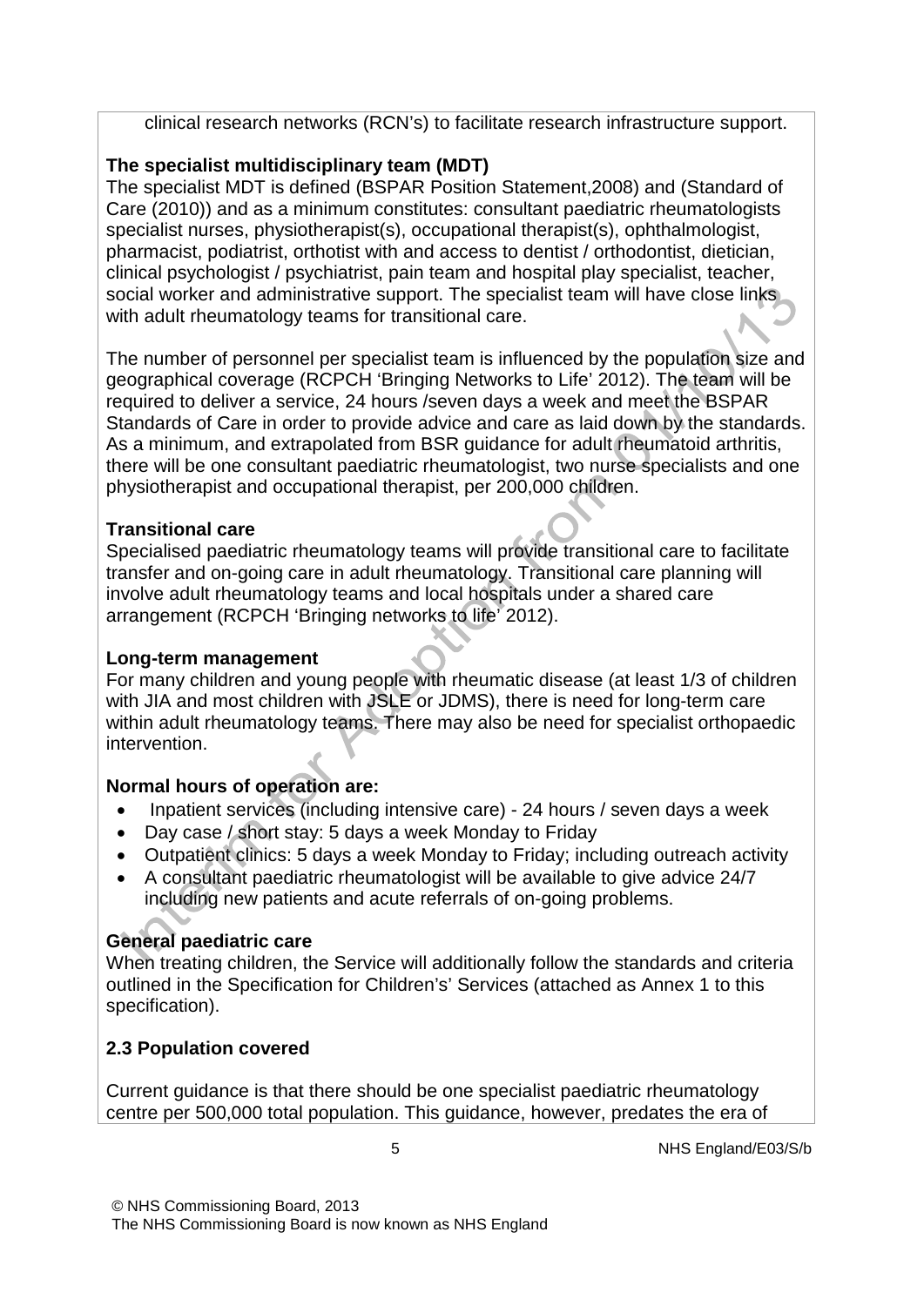clinical research networks (RCN's) to facilitate research infrastructure support.

**The specialist multidisciplinary team (MDT)**

The specialist MDT is defined (BSPAR Position Statement,2008) and (Standard of Care (2010)) and as a minimum constitutes: consultant paediatric rheumatologists specialist nurses, physiotherapist(s), occupational therapist(s), ophthalmologist, pharmacist, podiatrist, orthotist with and access to dentist / orthodontist, dietician, clinical psychologist / psychiatrist, pain team and hospital play specialist, teacher, social worker and administrative support. The specialist team will have close links with adult rheumatology teams for transitional care.

The number of personnel per specialist team is influenced by the population size and geographical coverage (RCPCH 'Bringing Networks to Life' 2012). The team will be required to deliver a service, 24 hours /seven days a week and meet the BSPAR Standards of Care in order to provide advice and care as laid down by the standards. As a minimum, and extrapolated from BSR guidance for adult rheumatoid arthritis, there will be one consultant paediatric rheumatologist, two nurse specialists and one physiotherapist and occupational therapist, per 200,000 children.

**Transitional care**

Specialised paediatric rheumatology teams will provide transitional care to facilitate transfer and on-going care in adult rheumatology. Transitional care planning will involve adult rheumatology teams and local hospitals under a shared care arrangement (RCPCH 'Bringing networks to life' 2012).

**Long-term management**

For many children and young people with rheumatic disease (at least 1/3 of children with JIA and most children with JSLE or JDMS), there is need for long-term care within adult rheumatology teams. There may also be need for specialist orthopaedic intervention.

**Normal hours of operation are:**

- Inpatient services (including intensive care) - 24 hours / seven days a week
- Day case / short stay: 5 days a week Monday to Friday
- Outpatient clinics: 5 days a week Monday to Friday; including outreach activity
- A consultant paediatric rheumatologist will be available to give advice 24/7 including new patients and acute referrals of on-going problems.

**General paediatric care**

When treating children, the Service will additionally follow the standards and criteria outlined in the Specification for Children's' Services (attached as Annex 1 to this specification).

**2.3 Population covered**

Current guidance is that there should be one specialist paediatric rheumatology centre per 500,000 total population. This guidance, however, predates the era of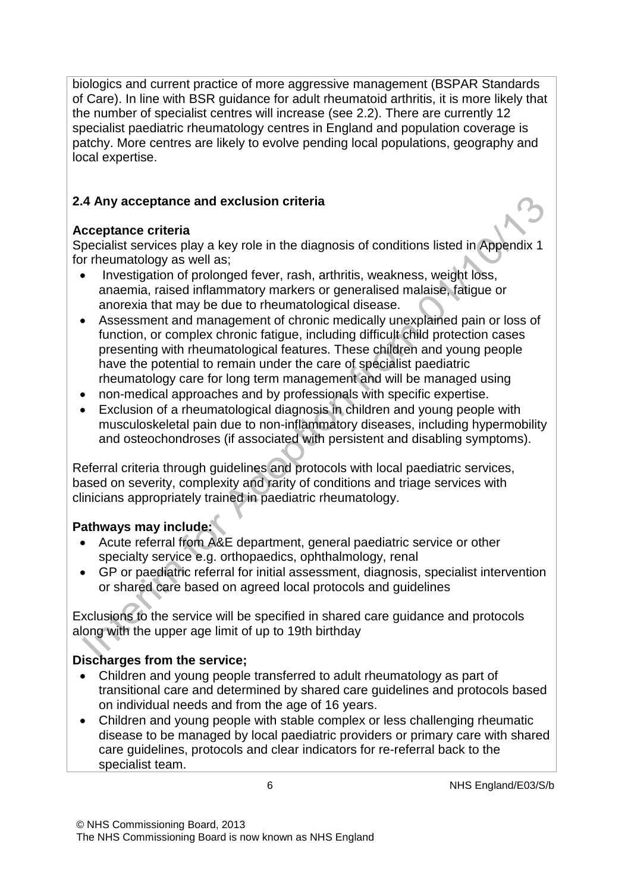biologics and current practice of more aggressive management (BSPAR Standards of Care). In line with BSR guidance for adult rheumatoid arthritis, it is more likely that the number of specialist centres will increase (see 2.2). There are currently 12 specialist paediatric rheumatology centres in England and population coverage is patchy. More centres are likely to evolve pending local populations, geography and local expertise.

### 2.4 Any acceptance and exclusion criteria

**Acceptance criteria**

Specialist services play a key role in the diagnosis of conditions listed in Appendix 1 for rheumatology as well as;

- Investigation of prolonged fever, rash, arthritis, weakness, weight loss, anaemia, raised inflammatory markers or generalised malaise, fatigue or anorexia that may be due to rheumatological disease.
- Assessment and management of chronic medically unexplained pain or loss of function, or complex chronic fatigue, including difficult child protection cases presenting with rheumatological features. These children and young people have the potential to remain under the care of specialist paediatric rheumatology care for long term management and will be managed using
- non-medical approaches and by professionals with specific expertise.
- Exclusion of a rheumatological diagnosis in children and young people with musculoskeletal pain due to non-inflammatory diseases, including hypermobility and osteochondroses (if associated with persistent and disabling symptoms).

Referral criteria through guidelines and protocols with local paediatric services, based on severity, complexity and rarity of conditions and triage services with clinicians appropriately trained in paediatric rheumatology.

**Pathways may include:**

- Acute referral from A&E department, general paediatric service or other specialty service e.g. orthopaedics, ophthalmology, renal
- GP or paediatric referral for initial assessment, diagnosis, specialist intervention or shared care based on agreed local protocols and guidelines

Exclusions to the service will be specified in shared care guidance and protocols along with the upper age limit of up to 19th birthday

**Discharges from the service;**

- Children and young people transferred to adult rheumatology as part of transitional care and determined by shared care guidelines and protocols based on individual needs and from the age of 16 years.
- Children and young people with stable complex or less challenging rheumatic disease to be managed by local paediatric providers or primary care with shared care guidelines, protocols and clear indicators for re-referral back to the specialist team.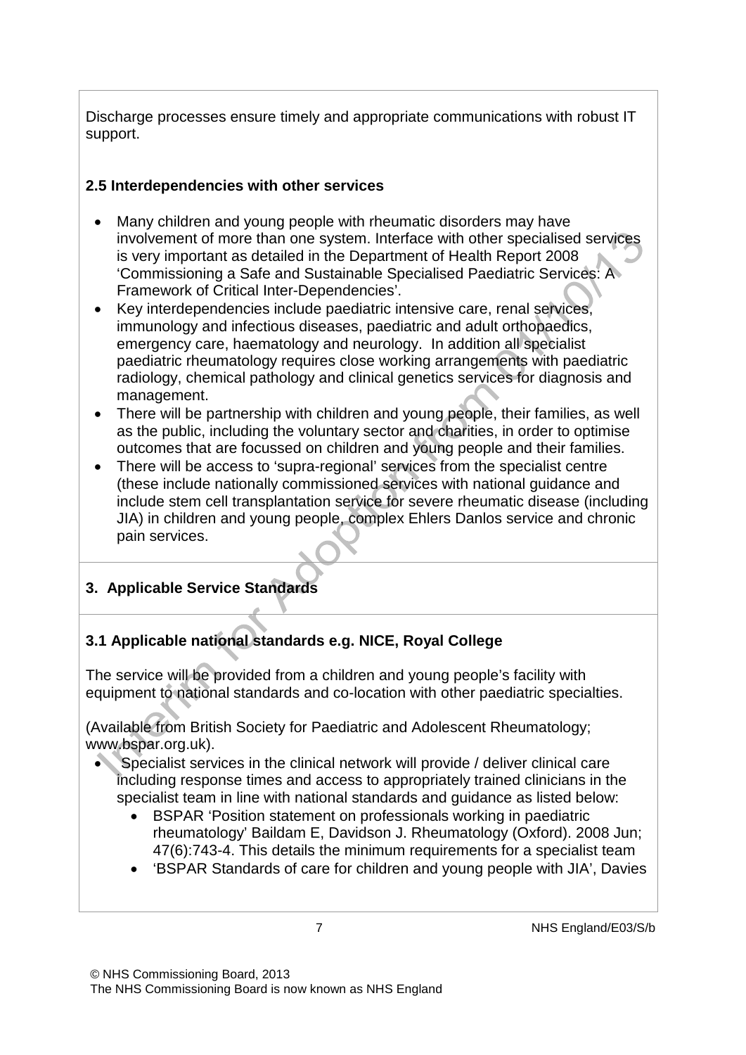Discharge processes ensure timely and appropriate communications with robust IT support.

**2.5 Interdependencies with other services**

- Many children and young people with rheumatic disorders may have involvement of more than one system. Interface with other specialised services is very important as detailed in the Department of Health Report 2008 'Commissioning a Safe and Sustainable Specialised Paediatric Services: A Framework of Critical Inter-Dependencies'.
- Key interdependencies include paediatric intensive care, renal services, immunology and infectious diseases, paediatric and adult orthopaedics, emergency care, haematology and neurology. In addition all specialist paediatric rheumatology requires close working arrangements with paediatric radiology, chemical pathology and clinical genetics services for diagnosis and management.
- There will be partnership with children and young people, their families, as well as the public, including the voluntary sector and charities, in order to optimise outcomes that are focussed on children and young people and their families.
- There will be access to 'supra-regional' services from the specialist centre (these include nationally commissioned services with national guidance and include stem cell transplantation service for severe rheumatic disease (including JIA) in children and young people, complex Ehlers Danlos service and chronic pain services.

## 3. Applicable Service Standards

**3.1 Applicable national standards e.g. NICE, Royal College**

The service will be provided from a children and young people's facility with equipment to national standards and co-location with other paediatric specialties.

(Available from British Society for Paediatric and Adolescent Rheumatology; www.bspar.org.uk).

- Specialist services in the clinical network will provide / deliver clinical care including response times and access to appropriately trained clinicians in the specialist team in line with national standards and guidance as listed below:
    - BSPAR 'Position statement on professionals working in paediatric rheumatology' Baildam E, Davidson J. Rheumatology (Oxford). 2008 Jun; 47(6):743-4. This details the minimum requirements for a specialist team
    - 'BSPAR Standards of care for children and young people with JIA', Davies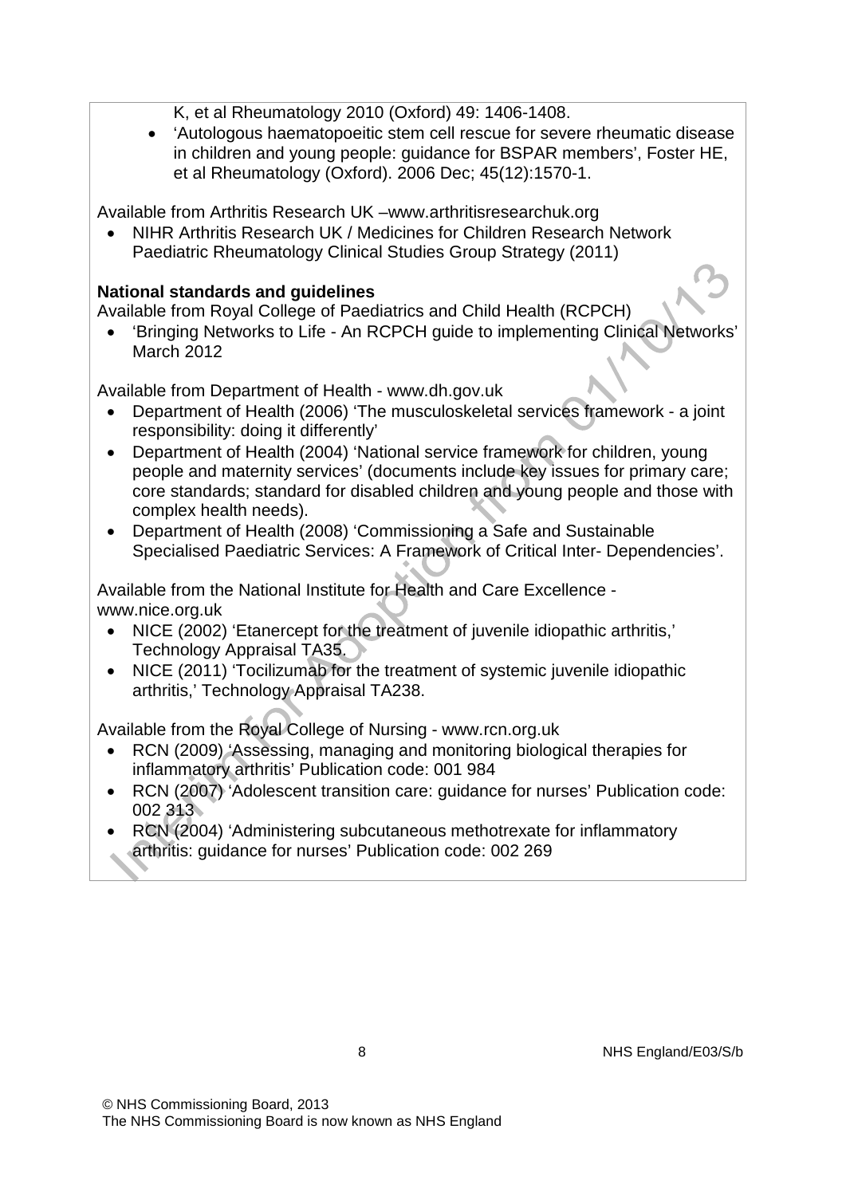K, et al Rheumatology 2010 (Oxford) 49: 1406-1408.

- 'Autologous haematopoeitic stem cell rescue for severe rheumatic disease in children and young people: guidance for BSPAR members', Foster HE, et al Rheumatology (Oxford). 2006 Dec; 45(12):1570-1.

Available from Arthritis Research UK –www.arthritisresearchuk.org

- NIHR Arthritis Research UK / Medicines for Children Research Network Paediatric Rheumatology Clinical Studies Group Strategy (2011)

**National standards and guidelines**

Available from Royal College of Paediatrics and Child Health (RCPCH)

- 'Bringing Networks to Life - An RCPCH guide to implementing Clinical Networks' March 2012

Available from Department of Health - www.dh.gov.uk

- Department of Health (2006) 'The musculoskeletal services framework - a joint responsibility: doing it differently'
- Department of Health (2004) 'National service framework for children, young people and maternity services' (documents include key issues for primary care; core standards; standard for disabled children and young people and those with complex health needs).
- Department of Health (2008) 'Commissioning a Safe and Sustainable Specialised Paediatric Services: A Framework of Critical Inter- Dependencies'.

Available from the National Institute for Health and Care Excellence - www.nice.org.uk

- NICE (2002) 'Etanercept for the treatment of juvenile idiopathic arthritis,' Technology Appraisal TA35.
- NICE (2011) 'Tocilizumab for the treatment of systemic juvenile idiopathic arthritis,' Technology Appraisal TA238.

Available from the Royal College of Nursing - www.rcn.org.uk

- RCN (2009) 'Assessing, managing and monitoring biological therapies for inflammatory arthritis' Publication code: 001 984
- RCN (2007) 'Adolescent transition care: guidance for nurses' Publication code: 002 313
- RCN (2004) 'Administering subcutaneous methotrexate for inflammatory arthritis: guidance for nurses' Publication code: 002 269

NHS England/E03/S/b

© NHS Commissioning Board, 2013
The NHS Commissioning Board is now known as NHS England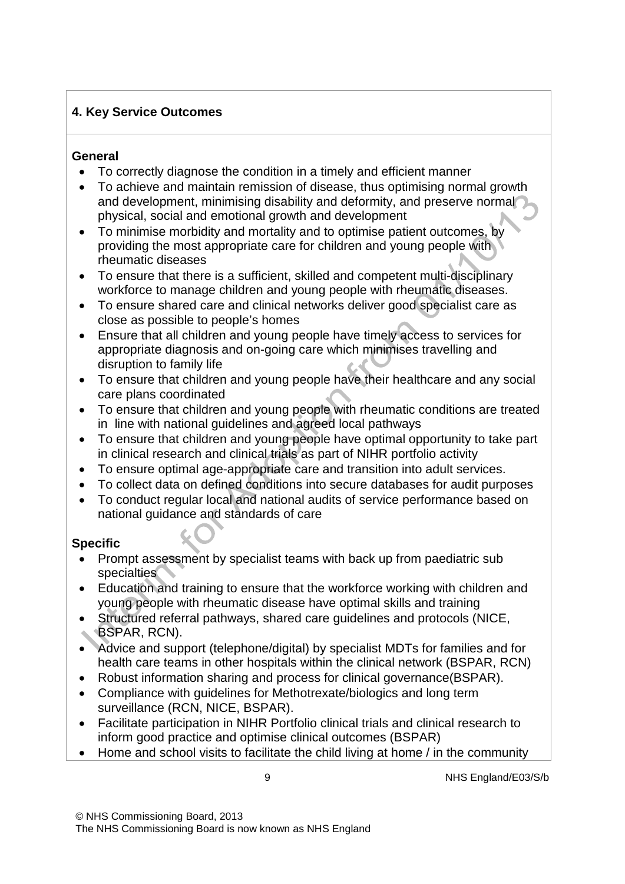## 4. Key Service Outcomes

**General**

- To correctly diagnose the condition in a timely and efficient manner
- To achieve and maintain remission of disease, thus optimising normal growth and development, minimising disability and deformity, and preserve normal physical, social and emotional growth and development
- To minimise morbidity and mortality and to optimise patient outcomes, by providing the most appropriate care for children and young people with rheumatic diseases
- To ensure that there is a sufficient, skilled and competent multi-disciplinary workforce to manage children and young people with rheumatic diseases.
- To ensure shared care and clinical networks deliver good specialist care as close as possible to people's homes
- Ensure that all children and young people have timely access to services for appropriate diagnosis and on-going care which minimises travelling and disruption to family life
- To ensure that children and young people have their healthcare and any social care plans coordinated
- To ensure that children and young people with rheumatic conditions are treated in line with national guidelines and agreed local pathways
- To ensure that children and young people have optimal opportunity to take part in clinical research and clinical trials as part of NIHR portfolio activity
- To ensure optimal age-appropriate care and transition into adult services.
- To collect data on defined conditions into secure databases for audit purposes
- To conduct regular local and national audits of service performance based on national guidance and standards of care

**Specific**

- Prompt assessment by specialist teams with back up from paediatric sub specialties
- Education and training to ensure that the workforce working with children and young people with rheumatic disease have optimal skills and training
- Structured referral pathways, shared care guidelines and protocols (NICE, BSPAR, RCN).
- Advice and support (telephone/digital) by specialist MDTs for families and for health care teams in other hospitals within the clinical network (BSPAR, RCN)
- Robust information sharing and process for clinical governance(BSPAR).
- Compliance with guidelines for Methotrexate/biologics and long term surveillance (RCN, NICE, BSPAR).
- Facilitate participation in NIHR Portfolio clinical trials and clinical research to inform good practice and optimise clinical outcomes (BSPAR)
- Home and school visits to facilitate the child living at home / in the community

© NHS Commissioning Board, 2013
The NHS Commissioning Board is now known as NHS England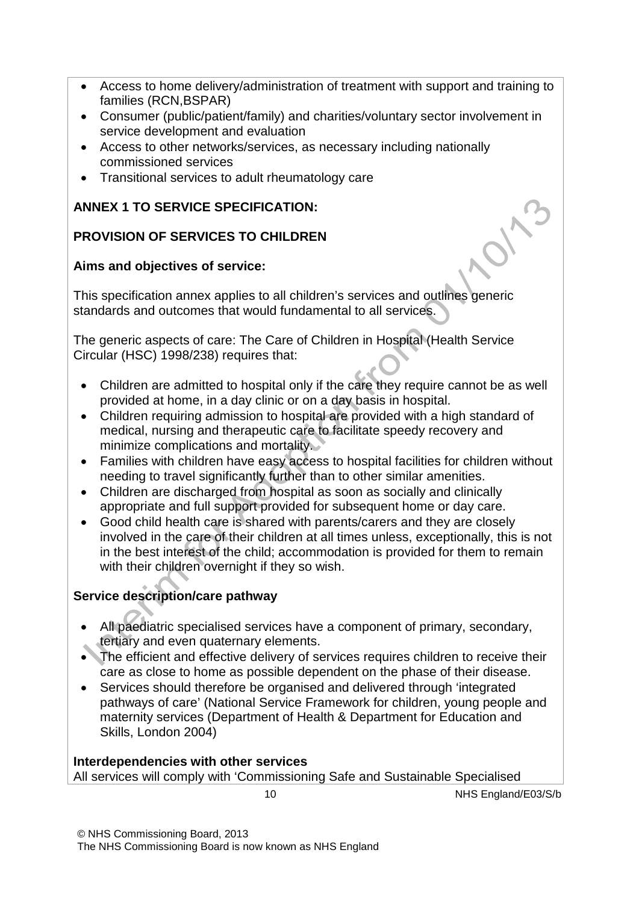- Access to home delivery/administration of treatment with support and training to families (RCN,BSPAR)
- Consumer (public/patient/family) and charities/voluntary sector involvement in service development and evaluation
- Access to other networks/services, as necessary including nationally commissioned services
- Transitional services to adult rheumatology care

## ANNEX 1 TO SERVICE SPECIFICATION:

## PROVISION OF SERVICES TO CHILDREN

### Aims and objectives of service:

This specification annex applies to all children's services and outlines generic standards and outcomes that would fundamental to all services.

The generic aspects of care: The Care of Children in Hospital (Health Service Circular (HSC) 1998/238) requires that:

- Children are admitted to hospital only if the care they require cannot be as well provided at home, in a day clinic or on a day basis in hospital.
- Children requiring admission to hospital are provided with a high standard of medical, nursing and therapeutic care to facilitate speedy recovery and minimize complications and mortality.
- Families with children have easy access to hospital facilities for children without needing to travel significantly further than to other similar amenities.
- Children are discharged from hospital as soon as socially and clinically appropriate and full support provided for subsequent home or day care.
- Good child health care is shared with parents/carers and they are closely involved in the care of their children at all times unless, exceptionally, this is not in the best interest of the child; accommodation is provided for them to remain with their children overnight if they so wish.

### Service description/care pathway

- All paediatric specialised services have a component of primary, secondary, tertiary and even quaternary elements.
- The efficient and effective delivery of services requires children to receive their care as close to home as possible dependent on the phase of their disease.
- Services should therefore be organised and delivered through 'integrated pathways of care' (National Service Framework for children, young people and maternity services (Department of Health & Department for Education and Skills, London 2004)

### Interdependencies with other services

All services will comply with 'Commissioning Safe and Sustainable Specialised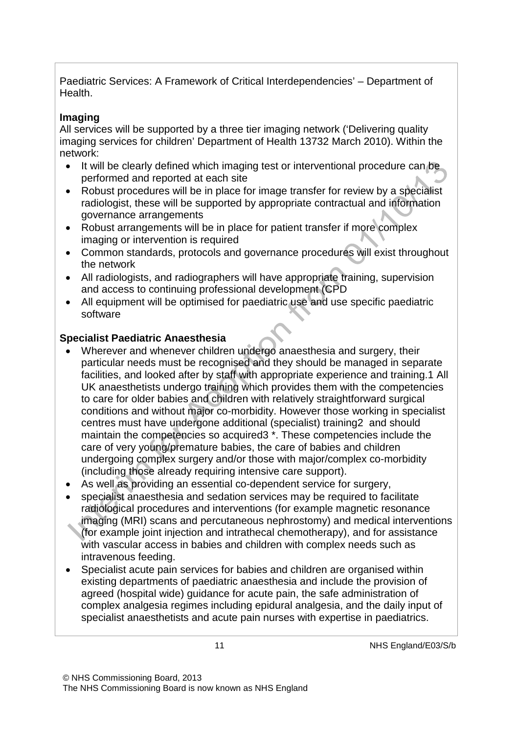Paediatric Services: A Framework of Critical Interdependencies' – Department of Health.

**Imaging**

All services will be supported by a three tier imaging network ('Delivering quality imaging services for children' Department of Health 13732 March 2010). Within the network:

- It will be clearly defined which imaging test or interventional procedure can be performed and reported at each site
- Robust procedures will be in place for image transfer for review by a specialist radiologist, these will be supported by appropriate contractual and information governance arrangements
- Robust arrangements will be in place for patient transfer if more complex imaging or intervention is required
- Common standards, protocols and governance procedures will exist throughout the network
- All radiologists, and radiographers will have appropriate training, supervision and access to continuing professional development (CPD
- All equipment will be optimised for paediatric use and use specific paediatric software

**Specialist Paediatric Anaesthesia**

- Wherever and whenever children undergo anaesthesia and surgery, their particular needs must be recognised and they should be managed in separate facilities, and looked after by staff with appropriate experience and training.1 All UK anaesthetists undergo training which provides them with the competencies to care for older babies and children with relatively straightforward surgical conditions and without major co-morbidity. However those working in specialist centres must have undergone additional (specialist) training2 and should maintain the competencies so acquired3 *. These competencies include the care of very young/premature babies, the care of babies and children undergoing complex surgery and/or those with major/complex co-morbidity (including those already requiring intensive care support).
- As well as providing an essential co-dependent service for surgery,
- specialist anaesthesia and sedation services may be required to facilitate radiological procedures and interventions (for example magnetic resonance imaging (MRI) scans and percutaneous nephrostomy) and medical interventions (for example joint injection and intrathecal chemotherapy), and for assistance with vascular access in babies and children with complex needs such as intravenous feeding.
- Specialist acute pain services for babies and children are organised within existing departments of paediatric anaesthesia and include the provision of agreed (hospital wide) guidance for acute pain, the safe administration of complex analgesia regimes including epidural analgesia, and the daily input of specialist anaesthetists and acute pain nurses with expertise in paediatrics.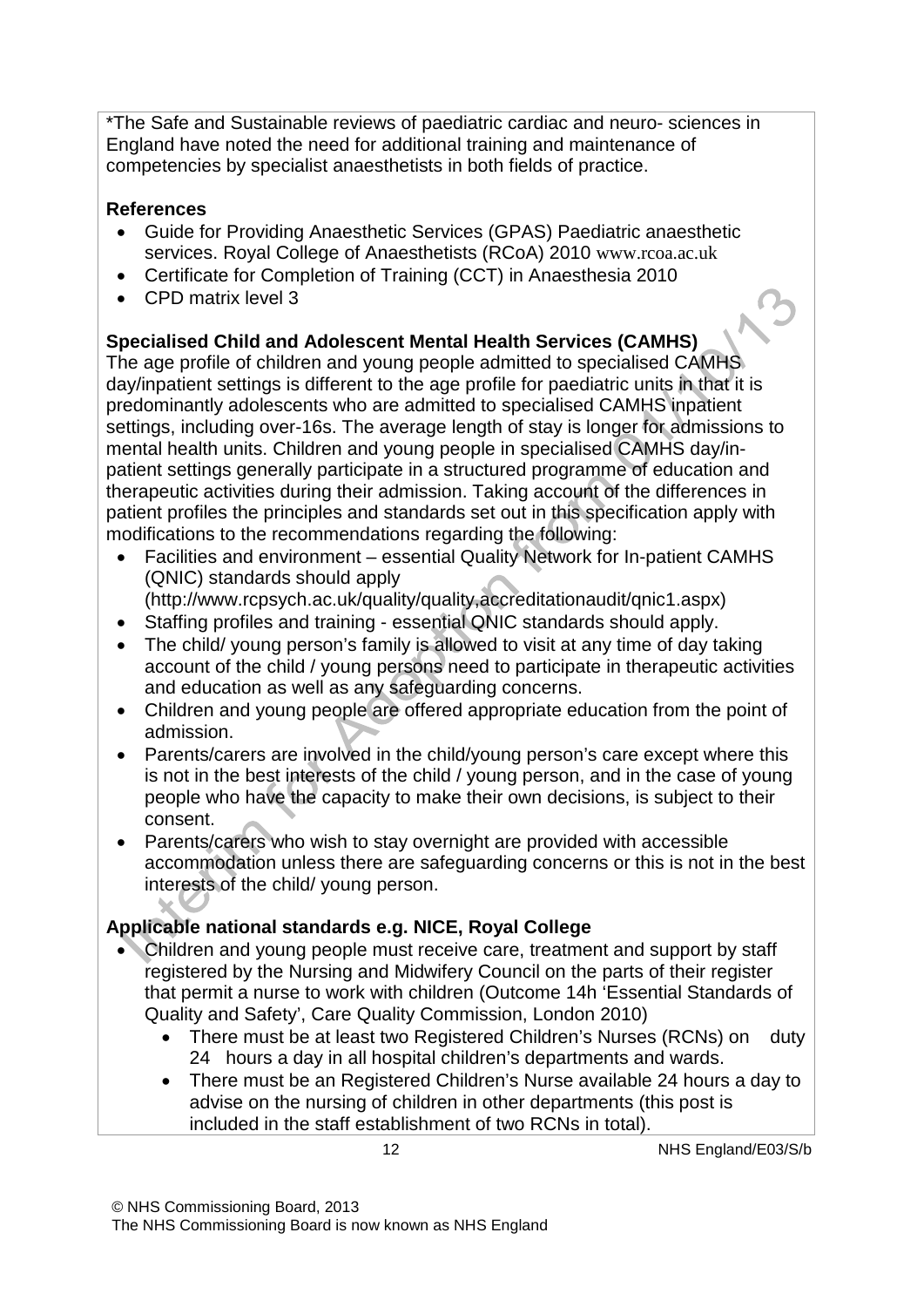*The Safe and Sustainable reviews of paediatric cardiac and neuro- sciences in England have noted the need for additional training and maintenance of competencies by specialist anaesthetists in both fields of practice.

**References**

- Guide for Providing Anaesthetic Services (GPAS) Paediatric anaesthetic services. Royal College of Anaesthetists (RCoA) 2010 www.rcoa.ac.uk
- Certificate for Completion of Training (CCT) in Anaesthesia 2010
- CPD matrix level 3

**Specialised Child and Adolescent Mental Health Services (CAMHS)**

The age profile of children and young people admitted to specialised CAMHS day/inpatient settings is different to the age profile for paediatric units in that it is predominantly adolescents who are admitted to specialised CAMHS inpatient settings, including over-16s. The average length of stay is longer for admissions to mental health units. Children and young people in specialised CAMHS day/in-patient settings generally participate in a structured programme of education and therapeutic activities during their admission. Taking account of the differences in patient profiles the principles and standards set out in this specification apply with modifications to the recommendations regarding the following:

- Facilities and environment – essential Quality Network for In-patient CAMHS (QNIC) standards should apply (http://www.rcpsych.ac.uk/quality/quality,accreditationaudit/qnic1.aspx)
- Staffing profiles and training - essential QNIC standards should apply.
- The child/ young person's family is allowed to visit at any time of day taking account of the child / young persons need to participate in therapeutic activities and education as well as any safeguarding concerns.
- Children and young people are offered appropriate education from the point of admission.
- Parents/carers are involved in the child/young person's care except where this is not in the best interests of the child / young person, and in the case of young people who have the capacity to make their own decisions, is subject to their consent.
- Parents/carers who wish to stay overnight are provided with accessible accommodation unless there are safeguarding concerns or this is not in the best interests of the child/ young person.

**Applicable national standards e.g. NICE, Royal College**

- Children and young people must receive care, treatment and support by staff registered by the Nursing and Midwifery Council on the parts of their register that permit a nurse to work with children (Outcome 14h 'Essential Standards of Quality and Safety', Care Quality Commission, London 2010)
  - There must be at least two Registered Children's Nurses (RCNs) on duty 24 hours a day in all hospital children's departments and wards.
  - There must be an Registered Children's Nurse available 24 hours a day to advise on the nursing of children in other departments (this post is included in the staff establishment of two RCNs in total).

© NHS Commissioning Board, 2013
The NHS Commissioning Board is now known as NHS England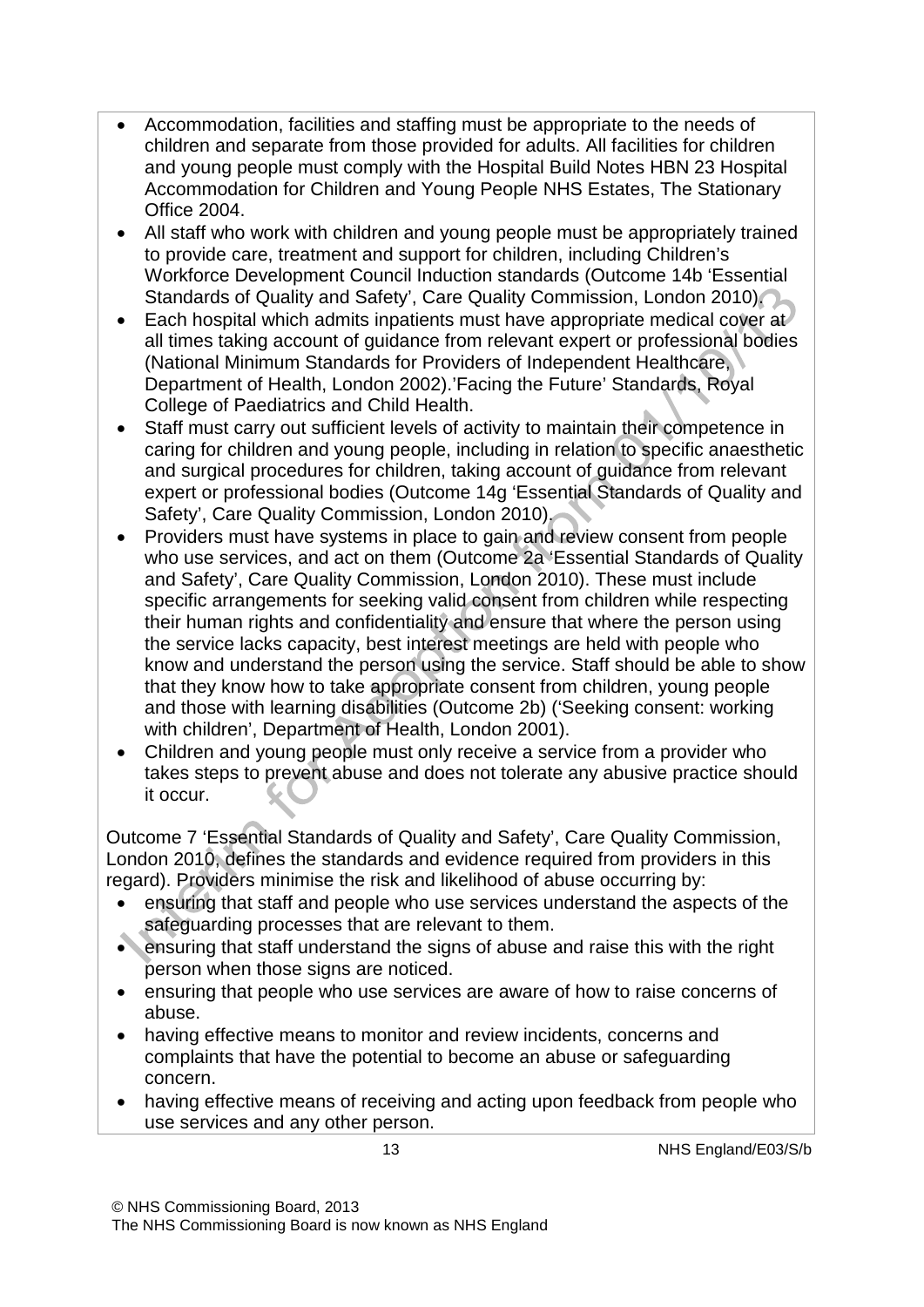- Accommodation, facilities and staffing must be appropriate to the needs of children and separate from those provided for adults. All facilities for children and young people must comply with the Hospital Build Notes HBN 23 Hospital Accommodation for Children and Young People NHS Estates, The Stationary Office 2004.
- All staff who work with children and young people must be appropriately trained to provide care, treatment and support for children, including Children's Workforce Development Council Induction standards (Outcome 14b 'Essential Standards of Quality and Safety', Care Quality Commission, London 2010).
- Each hospital which admits inpatients must have appropriate medical cover at all times taking account of guidance from relevant expert or professional bodies (National Minimum Standards for Providers of Independent Healthcare, Department of Health, London 2002).'Facing the Future' Standards, Royal College of Paediatrics and Child Health.
- Staff must carry out sufficient levels of activity to maintain their competence in caring for children and young people, including in relation to specific anaesthetic and surgical procedures for children, taking account of guidance from relevant expert or professional bodies (Outcome 14g 'Essential Standards of Quality and Safety', Care Quality Commission, London 2010).
- Providers must have systems in place to gain and review consent from people who use services, and act on them (Outcome 2a 'Essential Standards of Quality and Safety', Care Quality Commission, London 2010). These must include specific arrangements for seeking valid consent from children while respecting their human rights and confidentiality and ensure that where the person using the service lacks capacity, best interest meetings are held with people who know and understand the person using the service. Staff should be able to show that they know how to take appropriate consent from children, young people and those with learning disabilities (Outcome 2b) ('Seeking consent: working with children', Department of Health, London 2001).
- Children and young people must only receive a service from a provider who takes steps to prevent abuse and does not tolerate any abusive practice should it occur.

Outcome 7 'Essential Standards of Quality and Safety', Care Quality Commission, London 2010, defines the standards and evidence required from providers in this regard). Providers minimise the risk and likelihood of abuse occurring by:

- ensuring that staff and people who use services understand the aspects of the safeguarding processes that are relevant to them.
- ensuring that staff understand the signs of abuse and raise this with the right person when those signs are noticed.
- ensuring that people who use services are aware of how to raise concerns of abuse.
- having effective means to monitor and review incidents, concerns and complaints that have the potential to become an abuse or safeguarding concern.
- having effective means of receiving and acting upon feedback from people who use services and any other person.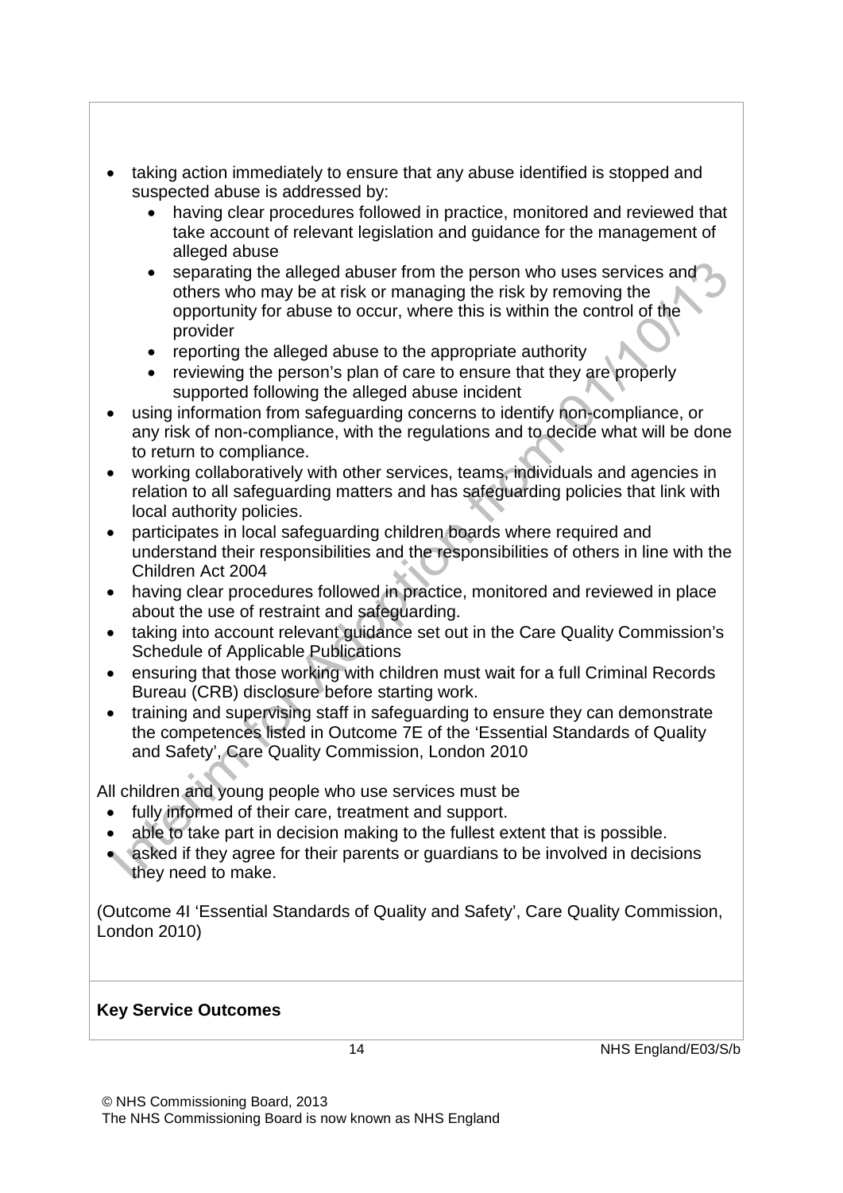- taking action immediately to ensure that any abuse identified is stopped and suspected abuse is addressed by:
  - having clear procedures followed in practice, monitored and reviewed that take account of relevant legislation and guidance for the management of alleged abuse
  - separating the alleged abuser from the person who uses services and others who may be at risk or managing the risk by removing the opportunity for abuse to occur, where this is within the control of the provider
  - reporting the alleged abuse to the appropriate authority
  - reviewing the person's plan of care to ensure that they are properly supported following the alleged abuse incident
- using information from safeguarding concerns to identify non-compliance, or any risk of non-compliance, with the regulations and to decide what will be done to return to compliance.
- working collaboratively with other services, teams, individuals and agencies in relation to all safeguarding matters and has safeguarding policies that link with local authority policies.
- participates in local safeguarding children boards where required and understand their responsibilities and the responsibilities of others in line with the Children Act 2004
- having clear procedures followed in practice, monitored and reviewed in place about the use of restraint and safeguarding.
- taking into account relevant guidance set out in the Care Quality Commission's Schedule of Applicable Publications
- ensuring that those working with children must wait for a full Criminal Records Bureau (CRB) disclosure before starting work.
- training and supervising staff in safeguarding to ensure they can demonstrate the competences listed in Outcome 7E of the 'Essential Standards of Quality and Safety', Care Quality Commission, London 2010

All children and young people who use services must be

- fully informed of their care, treatment and support.
- able to take part in decision making to the fullest extent that is possible.
- asked if they agree for their parents or guardians to be involved in decisions they need to make.

(Outcome 4I 'Essential Standards of Quality and Safety', Care Quality Commission, London 2010)

**Key Service Outcomes**

© NHS Commissioning Board, 2013
The NHS Commissioning Board is now known as NHS England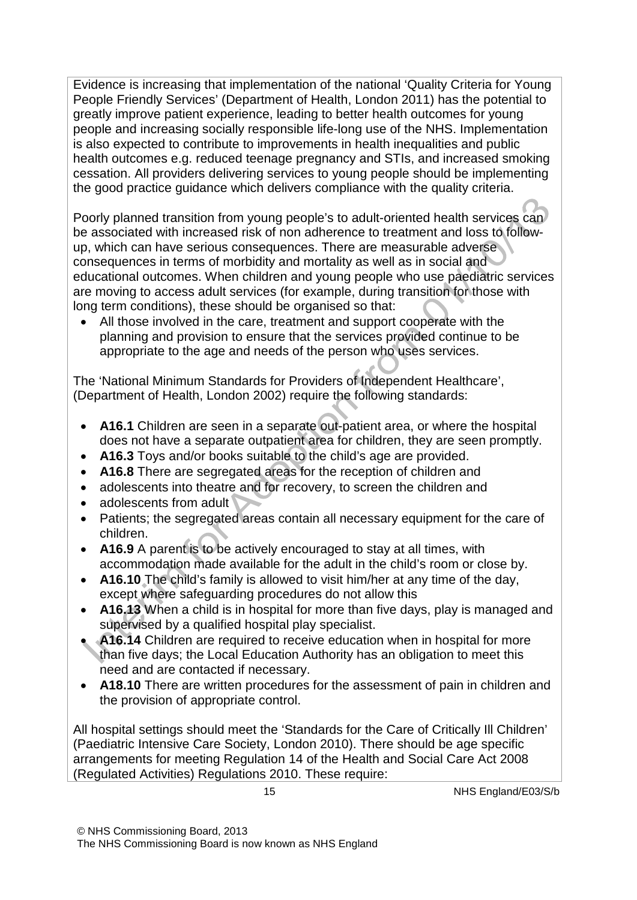Evidence is increasing that implementation of the national 'Quality Criteria for Young People Friendly Services' (Department of Health, London 2011) has the potential to greatly improve patient experience, leading to better health outcomes for young people and increasing socially responsible life-long use of the NHS. Implementation is also expected to contribute to improvements in health inequalities and public health outcomes e.g. reduced teenage pregnancy and STIs, and increased smoking cessation. All providers delivering services to young people should be implementing the good practice guidance which delivers compliance with the quality criteria.

Poorly planned transition from young people's to adult-oriented health services can be associated with increased risk of non adherence to treatment and loss to follow-up, which can have serious consequences. There are measurable adverse consequences in terms of morbidity and mortality as well as in social and educational outcomes. When children and young people who use paediatric services are moving to access adult services (for example, during transition for those with long term conditions), these should be organised so that:

- All those involved in the care, treatment and support cooperate with the planning and provision to ensure that the services provided continue to be appropriate to the age and needs of the person who uses services.

The 'National Minimum Standards for Providers of Independent Healthcare', (Department of Health, London 2002) require the following standards:

- **A16.1** Children are seen in a separate out-patient area, or where the hospital does not have a separate outpatient area for children, they are seen promptly.
- **A16.3** Toys and/or books suitable to the child's age are provided.
- **A16.8** There are segregated areas for the reception of children and
- adolescents into theatre and for recovery, to screen the children and
- adolescents from adult
- Patients; the segregated areas contain all necessary equipment for the care of children.
- **A16.9** A parent is to be actively encouraged to stay at all times, with accommodation made available for the adult in the child's room or close by.
- **A16.10** The child's family is allowed to visit him/her at any time of the day, except where safeguarding procedures do not allow this
- **A16.13** When a child is in hospital for more than five days, play is managed and supervised by a qualified hospital play specialist.
- **A16.14** Children are required to receive education when in hospital for more than five days; the Local Education Authority has an obligation to meet this need and are contacted if necessary.
- **A18.10** There are written procedures for the assessment of pain in children and the provision of appropriate control.

All hospital settings should meet the 'Standards for the Care of Critically Ill Children' (Paediatric Intensive Care Society, London 2010). There should be age specific arrangements for meeting Regulation 14 of the Health and Social Care Act 2008 (Regulated Activities) Regulations 2010. These require:

© NHS Commissioning Board, 2013
The NHS Commissioning Board is now known as NHS England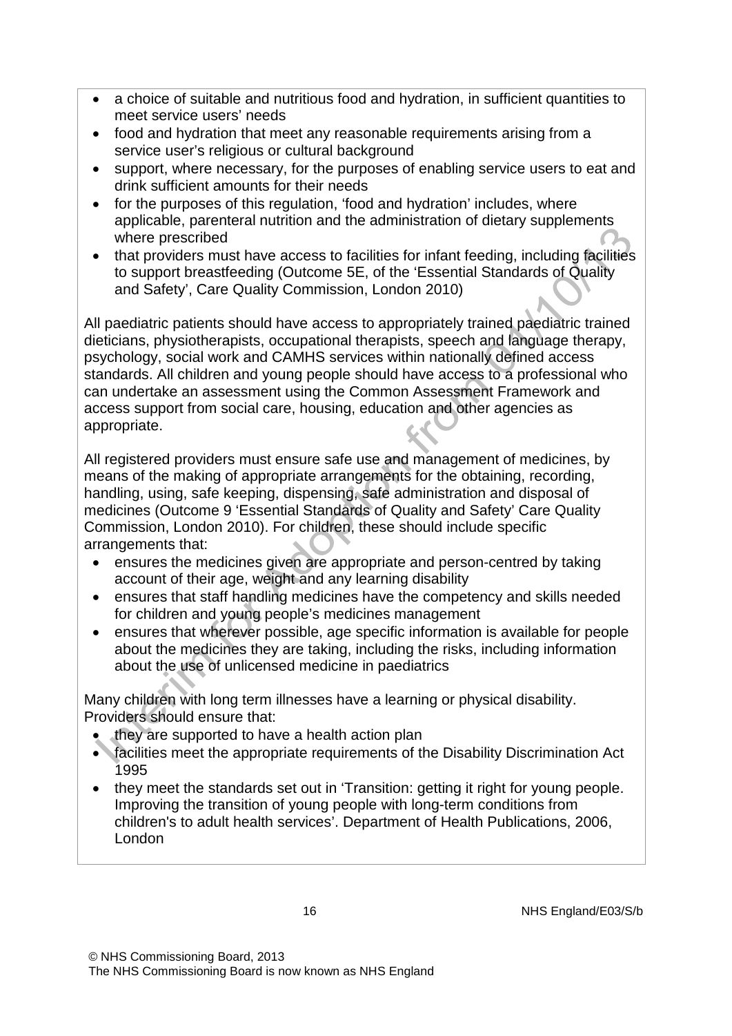- a choice of suitable and nutritious food and hydration, in sufficient quantities to meet service users' needs
- food and hydration that meet any reasonable requirements arising from a service user's religious or cultural background
- support, where necessary, for the purposes of enabling service users to eat and drink sufficient amounts for their needs
- for the purposes of this regulation, 'food and hydration' includes, where applicable, parenteral nutrition and the administration of dietary supplements where prescribed
- that providers must have access to facilities for infant feeding, including facilities to support breastfeeding (Outcome 5E, of the 'Essential Standards of Quality and Safety', Care Quality Commission, London 2010)

All paediatric patients should have access to appropriately trained paediatric trained dieticians, physiotherapists, occupational therapists, speech and language therapy, psychology, social work and CAMHS services within nationally defined access standards. All children and young people should have access to a professional who can undertake an assessment using the Common Assessment Framework and access support from social care, housing, education and other agencies as appropriate.

All registered providers must ensure safe use and management of medicines, by means of the making of appropriate arrangements for the obtaining, recording, handling, using, safe keeping, dispensing, safe administration and disposal of medicines (Outcome 9 'Essential Standards of Quality and Safety' Care Quality Commission, London 2010). For children, these should include specific arrangements that:

- ensures the medicines given are appropriate and person-centred by taking account of their age, weight and any learning disability
- ensures that staff handling medicines have the competency and skills needed for children and young people's medicines management
- ensures that wherever possible, age specific information is available for people about the medicines they are taking, including the risks, including information about the use of unlicensed medicine in paediatrics

Many children with long term illnesses have a learning or physical disability. Providers should ensure that:

- they are supported to have a health action plan
- facilities meet the appropriate requirements of the Disability Discrimination Act 1995
- they meet the standards set out in 'Transition: getting it right for young people. Improving the transition of young people with long-term conditions from children's to adult health services'. Department of Health Publications, 2006, London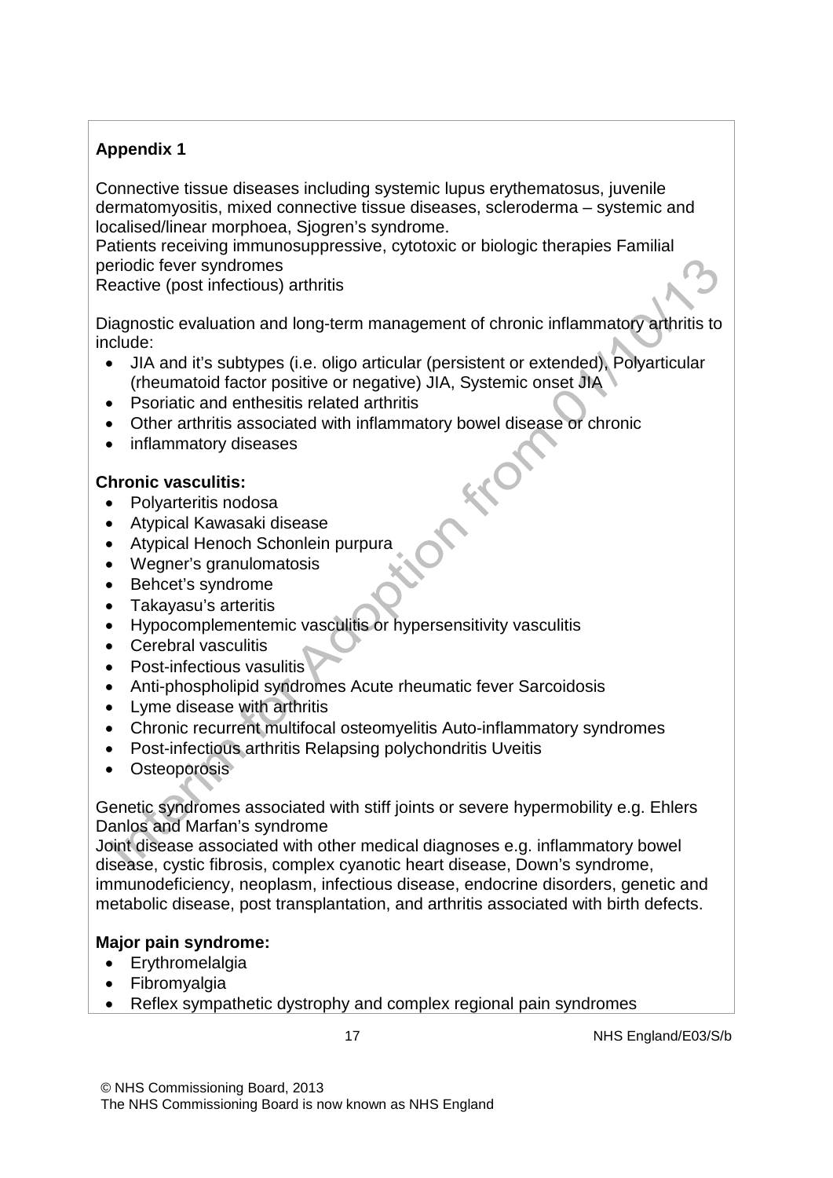**Appendix 1**

Connective tissue diseases including systemic lupus erythematosus, juvenile dermatomyositis, mixed connective tissue diseases, scleroderma – systemic and localised/linear morphoea, Sjogren's syndrome.
Patients receiving immunosuppressive, cytotoxic or biologic therapies Familial periodic fever syndromes
Reactive (post infectious) arthritis

Diagnostic evaluation and long-term management of chronic inflammatory arthritis to include:

- JIA and it's subtypes (i.e. oligo articular (persistent or extended), Polyarticular (rheumatoid factor positive or negative) JIA, Systemic onset JIA
- Psoriatic and enthesitis related arthritis
- Other arthritis associated with inflammatory bowel disease or chronic
- inflammatory diseases

**Chronic vasculitis:**

- Polyarteritis nodosa
- Atypical Kawasaki disease
- Atypical Henoch Schonlein purpura
- Wegner's granulomatosis
- Behcet's syndrome
- Takayasu's arteritis
- Hypocomplementemic vasculitis or hypersensitivity vasculitis
- Cerebral vasculitis
- Post-infectious vasulitis
- Anti-phospholipid syndromes Acute rheumatic fever Sarcoidosis
- Lyme disease with arthritis
- Chronic recurrent multifocal osteomyelitis Auto-inflammatory syndromes
- Post-infectious arthritis Relapsing polychondritis Uveitis
- Osteoporosis

Genetic syndromes associated with stiff joints or severe hypermobility e.g. Ehlers Danlos and Marfan's syndrome
Joint disease associated with other medical diagnoses e.g. inflammatory bowel disease, cystic fibrosis, complex cyanotic heart disease, Down's syndrome, immunodeficiency, neoplasm, infectious disease, endocrine disorders, genetic and metabolic disease, post transplantation, and arthritis associated with birth defects.

**Major pain syndrome:**

- Erythromelalgia
- Fibromyalgia
- Reflex sympathetic dystrophy and complex regional pain syndromes

© NHS Commissioning Board, 2013
The NHS Commissioning Board is now known as NHS England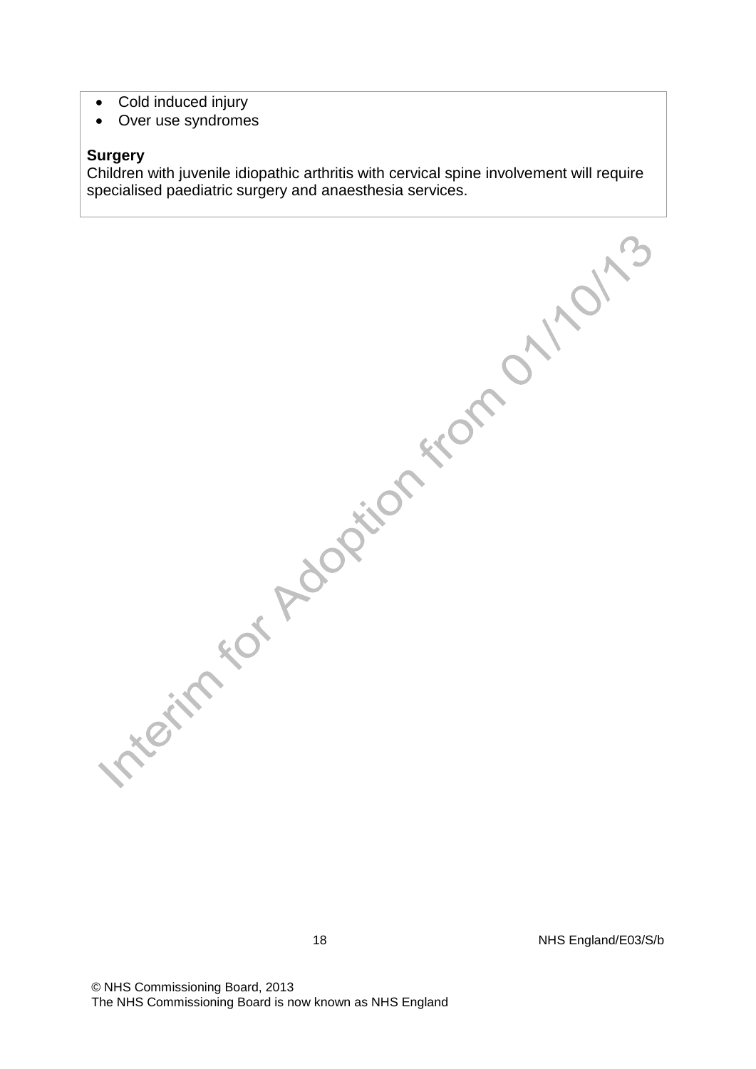- Cold induced injury
- Over use syndromes

**Surgery**
Children with juvenile idiopathic arthritis with cervical spine involvement will require specialised paediatric surgery and anaesthesia services.

© NHS Commissioning Board, 2013
The NHS Commissioning Board is now known as NHS England